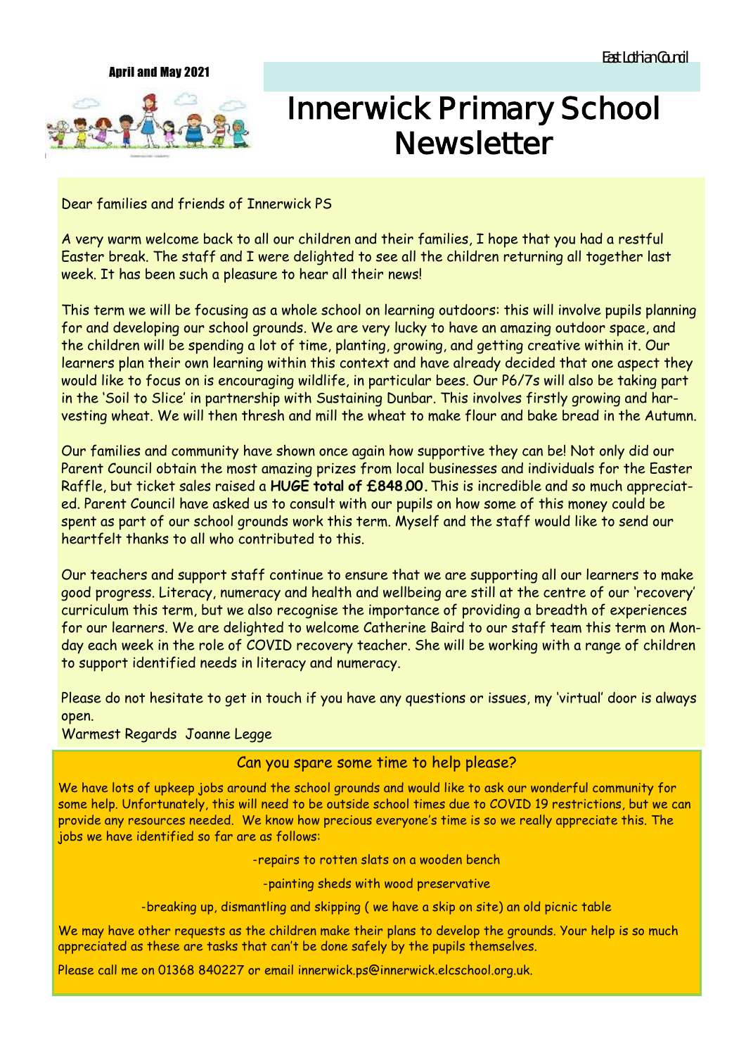East Lothian Council

April and May 2021

# Innerwick Primary School Newsletter

Dear families and friends of Innerwick PS

A very warm welcome back to all our children and their families, I hope that you had a restful Easter break. The staff and I were delighted to see all the children returning all together last week. It has been such a pleasure to hear all their news!

This term we will be focusing as a whole school on learning outdoors: this will involve pupils planning for and developing our school grounds. We are very lucky to have an amazing outdoor space, and the children will be spending a lot of time, planting, growing, and getting creative within it. Our learners plan their own learning within this context and have already decided that one aspect they would like to focus on is encouraging wildlife, in particular bees. Our P6/7s will also be taking part in the 'Soil to Slice' in partnership with Sustaining Dunbar. This involves firstly growing and harvesting wheat. We will then thresh and mill the wheat to make flour and bake bread in the Autumn.

Our families and community have shown once again how supportive they can be! Not only did our Parent Council obtain the most amazing prizes from local businesses and individuals for the Easter Raffle, but ticket sales raised a **HUGE total of £848.00.** This is incredible and so much appreciated. Parent Council have asked us to consult with our pupils on how some of this money could be spent as part of our school grounds work this term. Myself and the staff would like to send our heartfelt thanks to all who contributed to this.

Our teachers and support staff continue to ensure that we are supporting all our learners to make good progress. Literacy, numeracy and health and wellbeing are still at the centre of our 'recovery' curriculum this term, but we also recognise the importance of providing a breadth of experiences for our learners. We are delighted to welcome Catherine Baird to our staff team this term on Monday each week in the role of COVID recovery teacher. She will be working with a range of children to support identified needs in literacy and numeracy.

Please do not hesitate to get in touch if you have any questions or issues, my 'virtual' door is always open.

Warmest Regards Joanne Legge

## Can you spare some time to help please?

We have lots of upkeep jobs around the school grounds and would like to ask our wonderful community for some help. Unfortunately, this will need to be outside school times due to COVID 19 restrictions, but we can provide any resources needed. We know how precious everyone's time is so we really appreciate this. The jobs we have identified so far are as follows:

-repairs to rotten slats on a wooden bench

-painting sheds with wood preservative

-breaking up, dismantling and skipping ( we have a skip on site) an old picnic table

We may have other requests as the children make their plans to develop the grounds. Your help is so much appreciated as these are tasks that can't be done safely by the pupils themselves.

Please call me on 01368 840227 or email innerwick.ps@innerwick.elcschool.org.uk.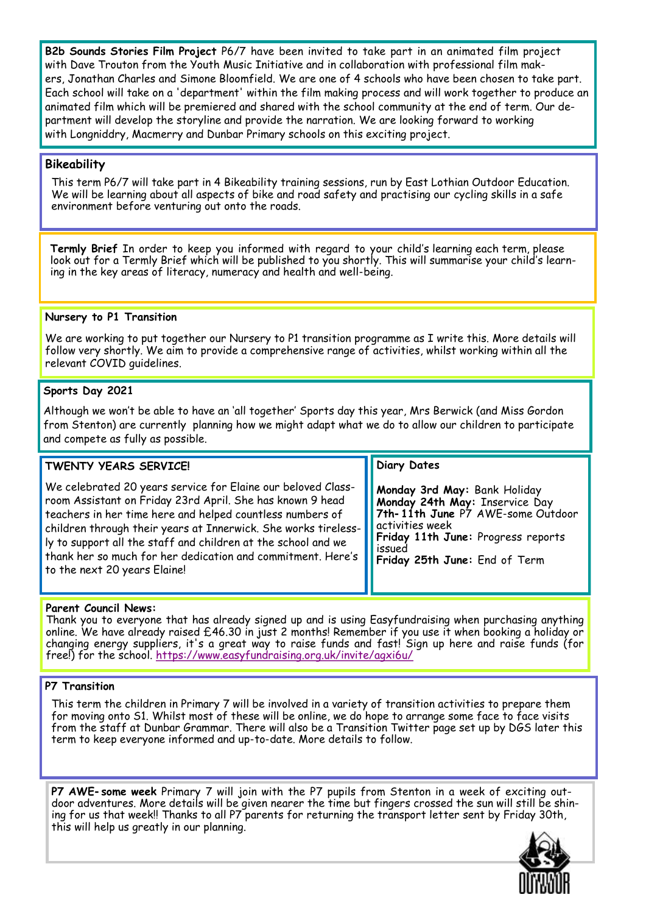**B2b Sounds Stories Film Project** P6/7 have been invited to take part in an animated film project with Dave Trouton from the Youth Music Initiative and in collaboration with professional film makers, Jonathan Charles and Simone Bloomfield. We are one of 4 schools who have been chosen to take part. Each school will take on a 'department' within the film making process and will work together to produce an animated film which will be premiered and shared with the school community at the end of term. Our department will develop the storyline and provide the narration. We are looking forward to working with Longniddry, Macmerry and Dunbar Primary schools on this exciting project.

### Bikeability

This term P6/7 will take part in 4 Bikeability training sessions, run by East Lothian Outdoor Education. We will be learning about all aspects of bike and road safety and practising our cycling skills in a safe environment before venturing out onto the roads.

**Termly Brief** In order to keep you informed with regard to your child's learning each term, please look out for a Termly Brief which will be published to you shortly. This will summarise your child's learning in the key areas of literacy, numeracy and health and well-being.

### Nursery to P1 Transition

We are working to put together our Nursery to P1 transition programme as I write this. More details will follow very shortly. We aim to provide a comprehensive range of activities, whilst working within all the relevant COVID guidelines.

### Sports Day 2021

Although we won't be able to have an 'all together' Sports day this year, Mrs Berwick (and Miss Gordon from Stenton) are currently planning how we might adapt what we do to allow our children to participate and compete as fully as possible.

### TWENTY YEARS SERVICE!

We celebrated 20 years service for Elaine our beloved Classroom Assistant on Friday 23rd April. She has known 9 head teachers in her time here and helped countless numbers of children through their years at Innerwick. She works tirelessly to support all the staff and children at the school and we thank her so much for her dedication and commitment. Here's to the next 20 years Elaine!

### Diary Dates

**Monday 3rd May:** Bank Holiday
**Monday 24th May:** Inservice Day
**7th- 11th June** P7 AWE-some Outdoor activities week
**Friday 11th June:** Progress reports issued
**Friday 25th June:** End of Term

### Parent Council News:

Thank you to everyone that has already signed up and is using Easyfundraising when purchasing anything online. We have already raised £46.30 in just 2 months! Remember if you use it when booking a holiday or changing energy suppliers, it's a great way to raise funds and fast! Sign up here and raise funds (for free!) for the school. https://www.easyfundraising.org.uk/invite/agxi6u/

### P7 Transition

This term the children in Primary 7 will be involved in a variety of transition activities to prepare them for moving onto S1. Whilst most of these will be online, we do hope to arrange some face to face visits from the staff at Dunbar Grammar. There will also be a Transition Twitter page set up by DGS later this term to keep everyone informed and up-to-date. More details to follow.

**P7 AWE-some week** Primary 7 will join with the P7 pupils from Stenton in a week of exciting outdoor adventures. More details will be given nearer the time but fingers crossed the sun will still be shining for us that week!! Thanks to all P7 parents for returning the transport letter sent by Friday 30th, this will help us greatly in our planning.